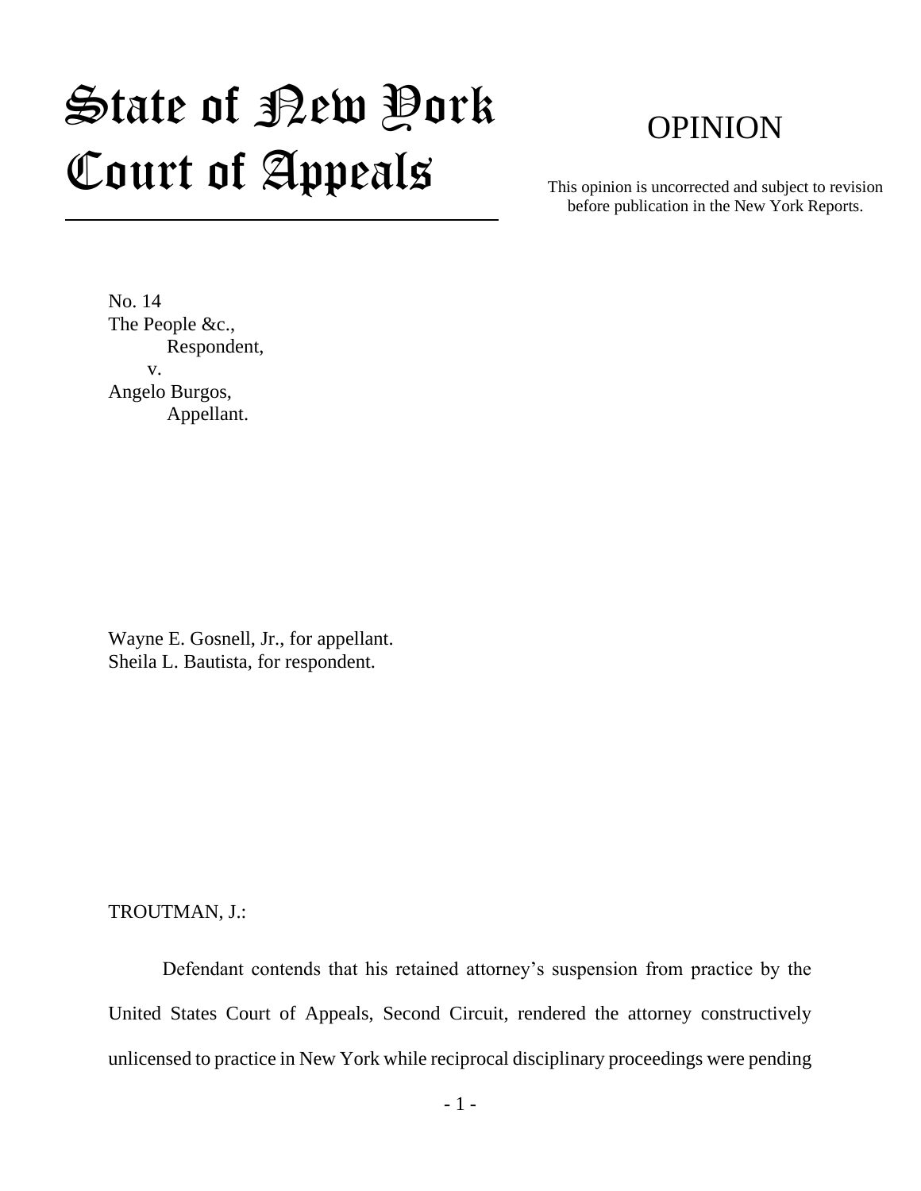# State of New York Court of Appeals

## OPINION

This opinion is uncorrected and subject to revision before publication in the New York Reports.

No. 14
The People &c.,
Respondent,
v.
Angelo Burgos,
Appellant.

Wayne E. Gosnell, Jr., for appellant.
Sheila L. Bautista, for respondent.

TROUTMAN, J.:

Defendant contends that his retained attorney's suspension from practice by the United States Court of Appeals, Second Circuit, rendered the attorney constructively unlicensed to practice in New York while reciprocal disciplinary proceedings were pending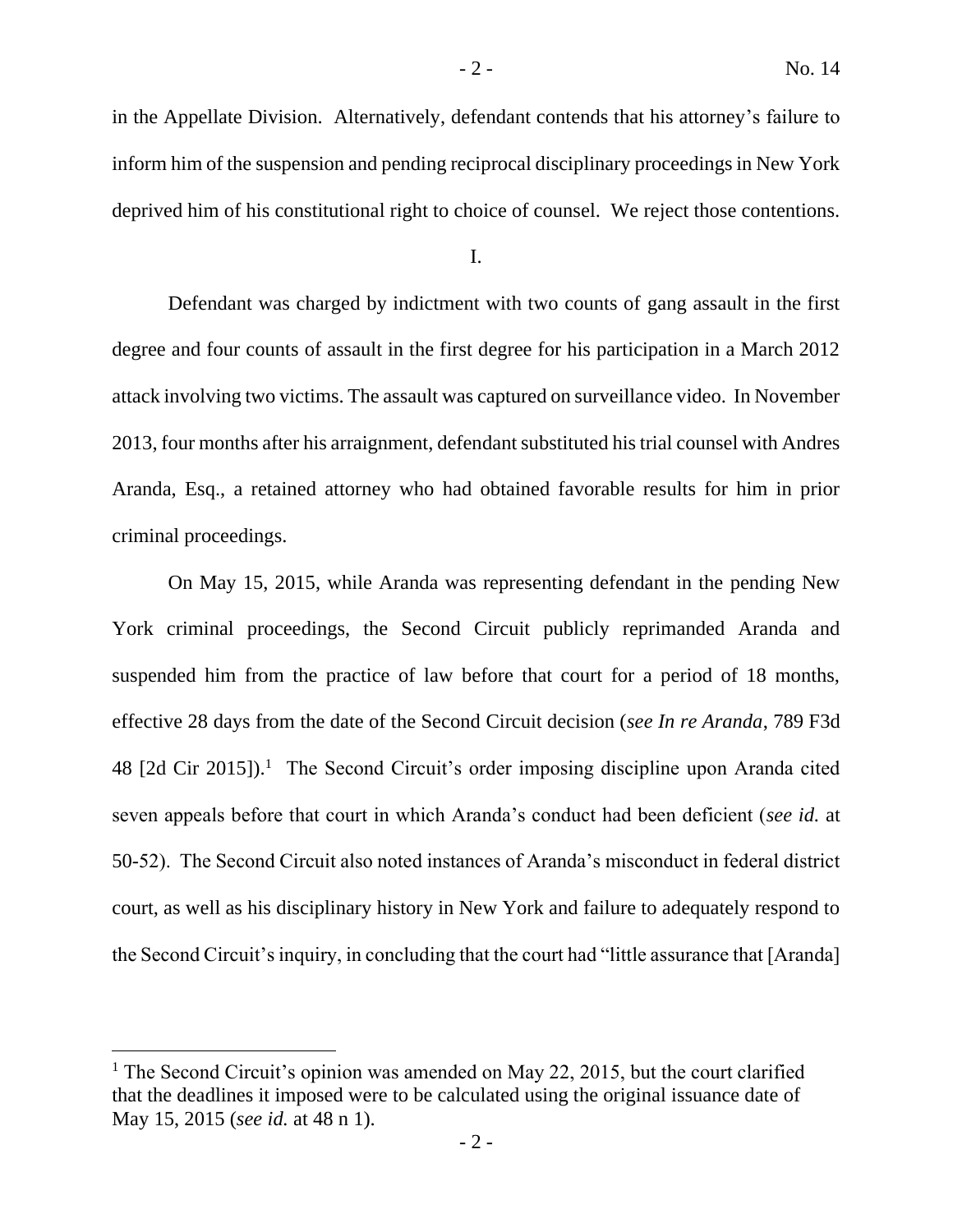in the Appellate Division. Alternatively, defendant contends that his attorney's failure to inform him of the suspension and pending reciprocal disciplinary proceedings in New York deprived him of his constitutional right to choice of counsel. We reject those contentions.

I.

Defendant was charged by indictment with two counts of gang assault in the first degree and four counts of assault in the first degree for his participation in a March 2012 attack involving two victims. The assault was captured on surveillance video. In November 2013, four months after his arraignment, defendant substituted his trial counsel with Andres Aranda, Esq., a retained attorney who had obtained favorable results for him in prior criminal proceedings.

On May 15, 2015, while Aranda was representing defendant in the pending New York criminal proceedings, the Second Circuit publicly reprimanded Aranda and suspended him from the practice of law before that court for a period of 18 months, effective 28 days from the date of the Second Circuit decision (*see In re Aranda*, 789 F3d 48 [2d Cir 2015]).[1] The Second Circuit's order imposing discipline upon Aranda cited seven appeals before that court in which Aranda's conduct had been deficient (*see id.* at 50-52). The Second Circuit also noted instances of Aranda's misconduct in federal district court, as well as his disciplinary history in New York and failure to adequately respond to the Second Circuit's inquiry, in concluding that the court had "little assurance that [Aranda]

[1] The Second Circuit's opinion was amended on May 22, 2015, but the court clarified that the deadlines it imposed were to be calculated using the original issuance date of May 15, 2015 (*see id.* at 48 n 1).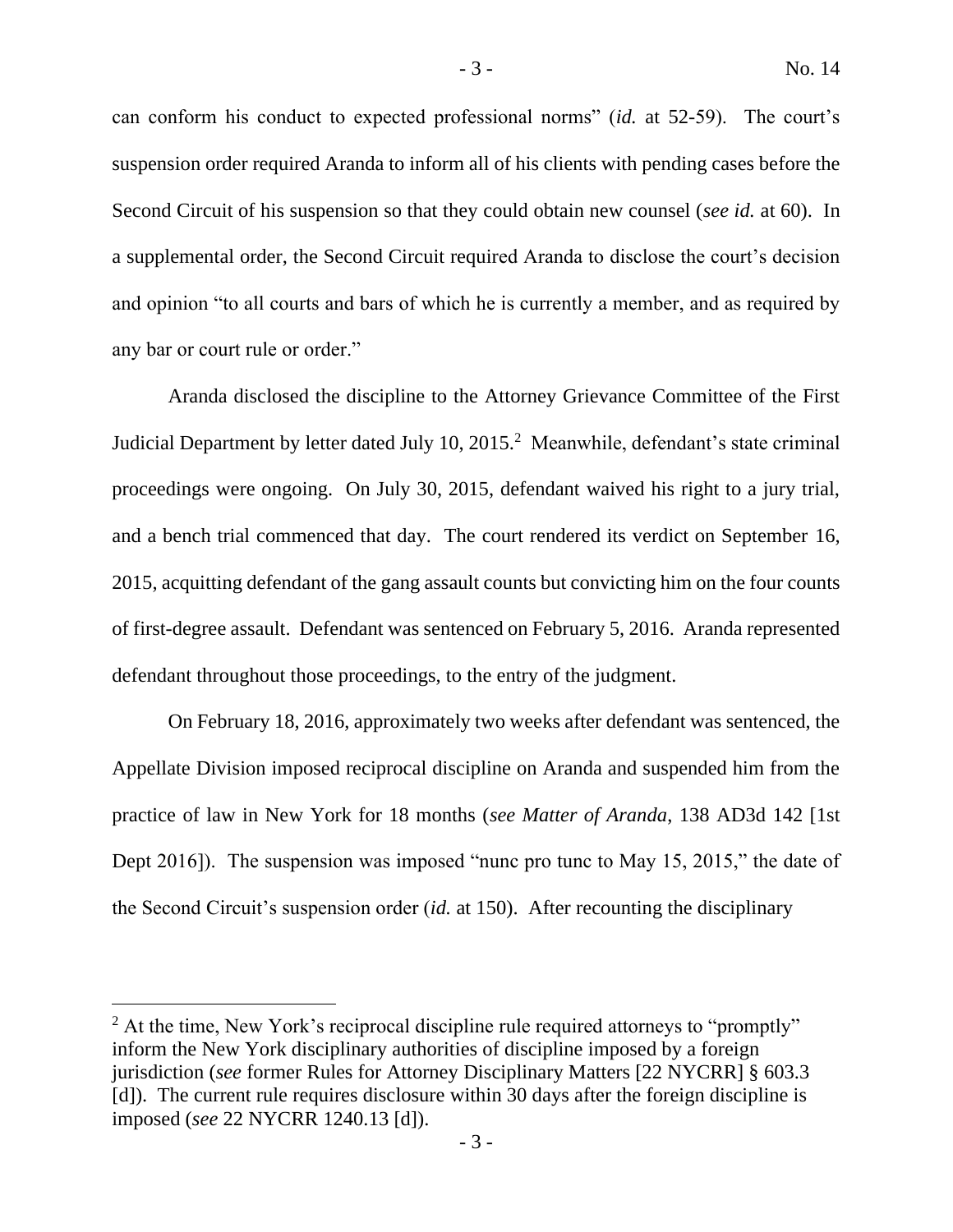can conform his conduct to expected professional norms" (*id.* at 52-59). The court's suspension order required Aranda to inform all of his clients with pending cases before the Second Circuit of his suspension so that they could obtain new counsel (*see id.* at 60). In a supplemental order, the Second Circuit required Aranda to disclose the court's decision and opinion "to all courts and bars of which he is currently a member, and as required by any bar or court rule or order."

Aranda disclosed the discipline to the Attorney Grievance Committee of the First Judicial Department by letter dated July 10, 2015.[2] Meanwhile, defendant's state criminal proceedings were ongoing. On July 30, 2015, defendant waived his right to a jury trial, and a bench trial commenced that day. The court rendered its verdict on September 16, 2015, acquitting defendant of the gang assault counts but convicting him on the four counts of first-degree assault. Defendant was sentenced on February 5, 2016. Aranda represented defendant throughout those proceedings, to the entry of the judgment.

On February 18, 2016, approximately two weeks after defendant was sentenced, the Appellate Division imposed reciprocal discipline on Aranda and suspended him from the practice of law in New York for 18 months (*see Matter of Aranda*, 138 AD3d 142 [1st Dept 2016]). The suspension was imposed "nunc pro tunc to May 15, 2015," the date of the Second Circuit's suspension order (*id.* at 150). After recounting the disciplinary

[2] At the time, New York's reciprocal discipline rule required attorneys to "promptly" inform the New York disciplinary authorities of discipline imposed by a foreign jurisdiction (*see* former Rules for Attorney Disciplinary Matters [22 NYCRR] § 603.3 [d]). The current rule requires disclosure within 30 days after the foreign discipline is imposed (*see* 22 NYCRR 1240.13 [d]).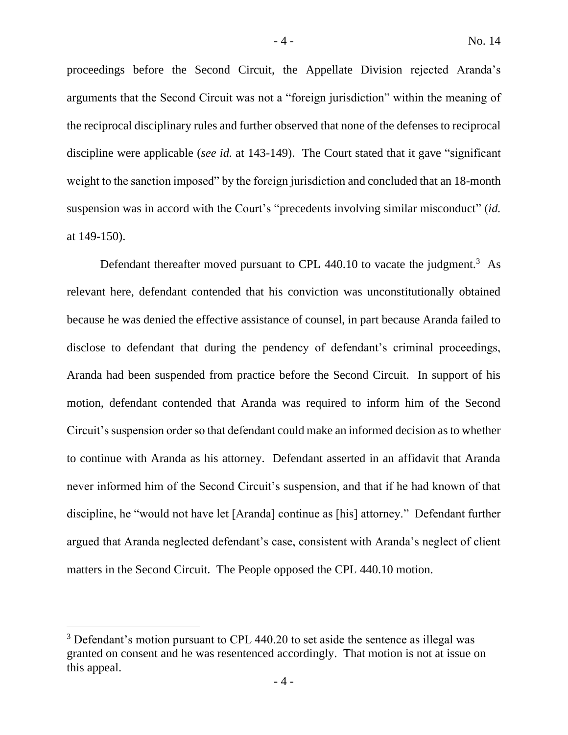proceedings before the Second Circuit, the Appellate Division rejected Aranda's arguments that the Second Circuit was not a "foreign jurisdiction" within the meaning of the reciprocal disciplinary rules and further observed that none of the defenses to reciprocal discipline were applicable (*see id.* at 143-149). The Court stated that it gave "significant weight to the sanction imposed" by the foreign jurisdiction and concluded that an 18-month suspension was in accord with the Court's "precedents involving similar misconduct" (*id.* at 149-150).

Defendant thereafter moved pursuant to CPL 440.10 to vacate the judgment.[3] As relevant here, defendant contended that his conviction was unconstitutionally obtained because he was denied the effective assistance of counsel, in part because Aranda failed to disclose to defendant that during the pendency of defendant's criminal proceedings, Aranda had been suspended from practice before the Second Circuit. In support of his motion, defendant contended that Aranda was required to inform him of the Second Circuit's suspension order so that defendant could make an informed decision as to whether to continue with Aranda as his attorney. Defendant asserted in an affidavit that Aranda never informed him of the Second Circuit's suspension, and that if he had known of that discipline, he "would not have let [Aranda] continue as [his] attorney." Defendant further argued that Aranda neglected defendant's case, consistent with Aranda's neglect of client matters in the Second Circuit. The People opposed the CPL 440.10 motion.

---

[3] Defendant's motion pursuant to CPL 440.20 to set aside the sentence as illegal was granted on consent and he was resentenced accordingly. That motion is not at issue on this appeal.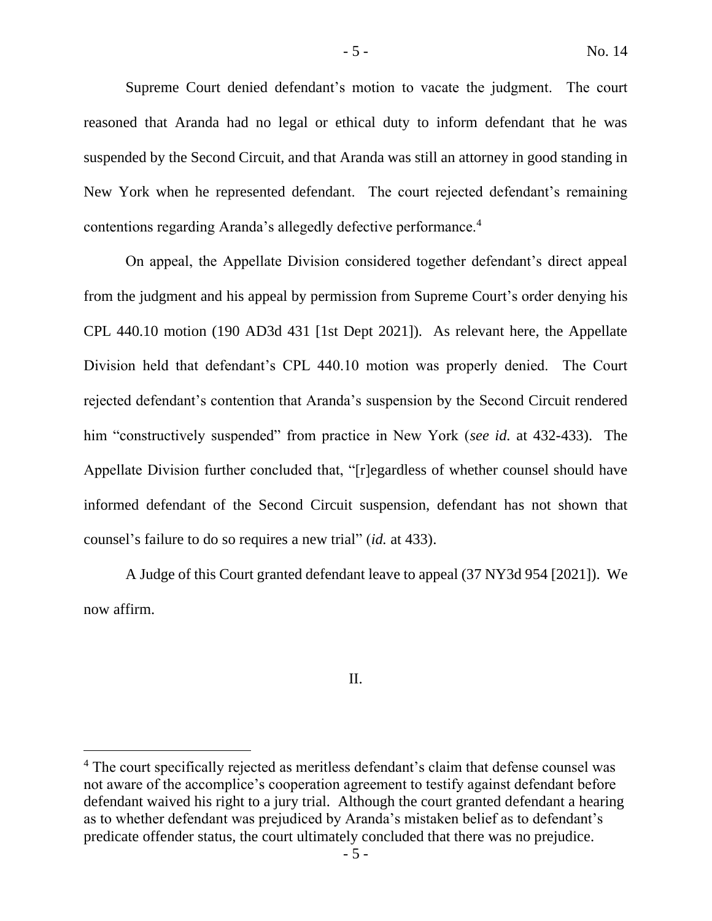Supreme Court denied defendant's motion to vacate the judgment. The court reasoned that Aranda had no legal or ethical duty to inform defendant that he was suspended by the Second Circuit, and that Aranda was still an attorney in good standing in New York when he represented defendant. The court rejected defendant's remaining contentions regarding Aranda's allegedly defective performance.[4]

On appeal, the Appellate Division considered together defendant's direct appeal from the judgment and his appeal by permission from Supreme Court's order denying his CPL 440.10 motion (190 AD3d 431 [1st Dept 2021]). As relevant here, the Appellate Division held that defendant's CPL 440.10 motion was properly denied. The Court rejected defendant's contention that Aranda's suspension by the Second Circuit rendered him "constructively suspended" from practice in New York (*see id.* at 432-433). The Appellate Division further concluded that, "[r]egardless of whether counsel should have informed defendant of the Second Circuit suspension, defendant has not shown that counsel's failure to do so requires a new trial" (*id.* at 433).

A Judge of this Court granted defendant leave to appeal (37 NY3d 954 [2021]). We now affirm.

## II.

---

[4] The court specifically rejected as meritless defendant's claim that defense counsel was not aware of the accomplice's cooperation agreement to testify against defendant before defendant waived his right to a jury trial. Although the court granted defendant a hearing as to whether defendant was prejudiced by Aranda's mistaken belief as to defendant's predicate offender status, the court ultimately concluded that there was no prejudice.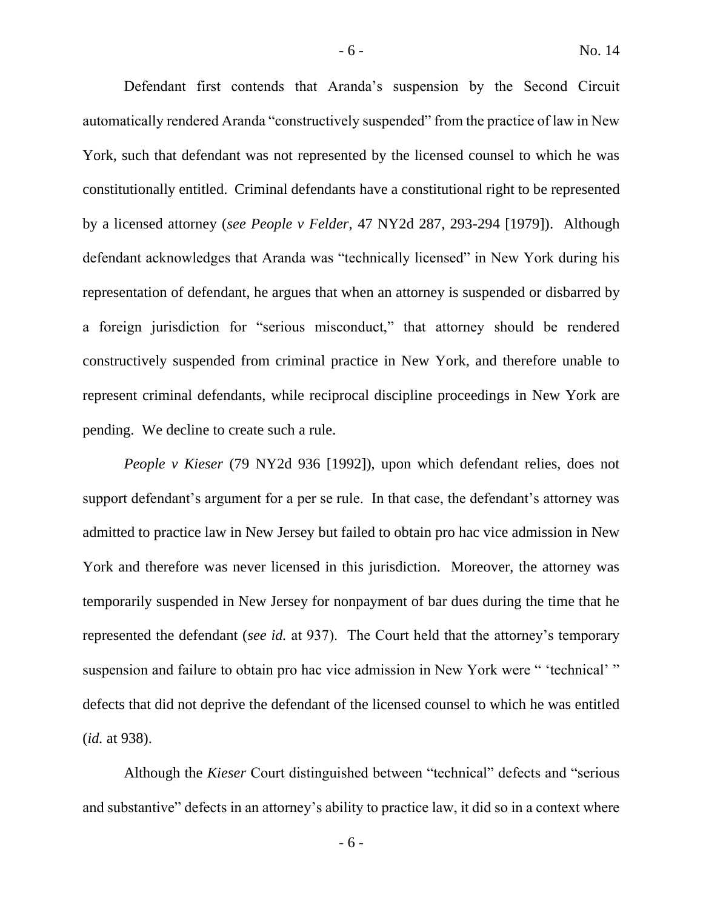Defendant first contends that Aranda's suspension by the Second Circuit automatically rendered Aranda "constructively suspended" from the practice of law in New York, such that defendant was not represented by the licensed counsel to which he was constitutionally entitled. Criminal defendants have a constitutional right to be represented by a licensed attorney (*see People v Felder*, 47 NY2d 287, 293-294 [1979]). Although defendant acknowledges that Aranda was "technically licensed" in New York during his representation of defendant, he argues that when an attorney is suspended or disbarred by a foreign jurisdiction for "serious misconduct," that attorney should be rendered constructively suspended from criminal practice in New York, and therefore unable to represent criminal defendants, while reciprocal discipline proceedings in New York are pending. We decline to create such a rule.

*People v Kieser* (79 NY2d 936 [1992]), upon which defendant relies, does not support defendant's argument for a per se rule. In that case, the defendant's attorney was admitted to practice law in New Jersey but failed to obtain pro hac vice admission in New York and therefore was never licensed in this jurisdiction. Moreover, the attorney was temporarily suspended in New Jersey for nonpayment of bar dues during the time that he represented the defendant (*see id.* at 937). The Court held that the attorney's temporary suspension and failure to obtain pro hac vice admission in New York were " 'technical' " defects that did not deprive the defendant of the licensed counsel to which he was entitled (*id.* at 938).

Although the *Kieser* Court distinguished between "technical" defects and "serious and substantive" defects in an attorney's ability to practice law, it did so in a context where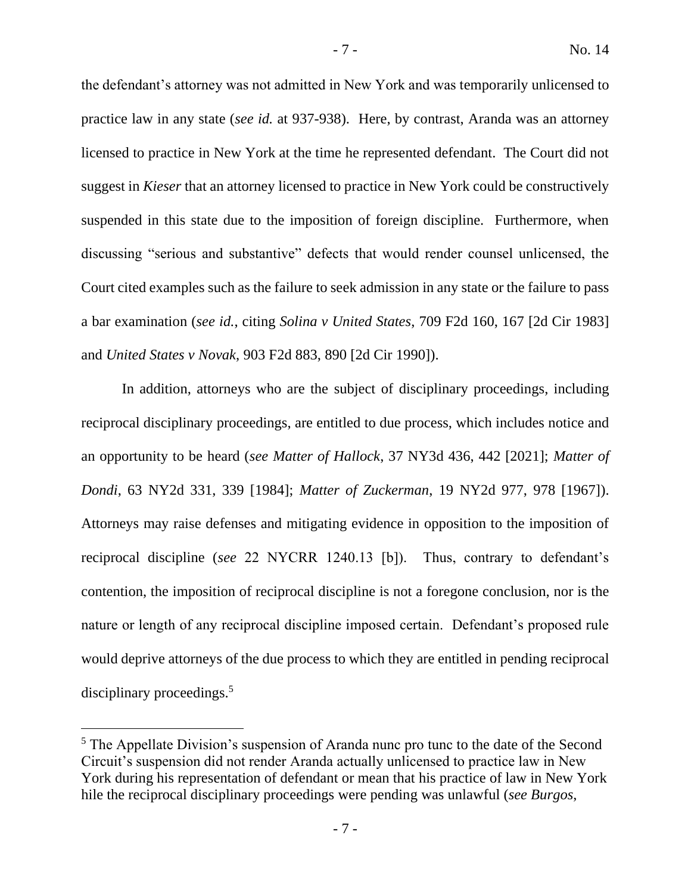the defendant's attorney was not admitted in New York and was temporarily unlicensed to practice law in any state (*see id.* at 937-938). Here, by contrast, Aranda was an attorney licensed to practice in New York at the time he represented defendant. The Court did not suggest in *Kieser* that an attorney licensed to practice in New York could be constructively suspended in this state due to the imposition of foreign discipline. Furthermore, when discussing "serious and substantive" defects that would render counsel unlicensed, the Court cited examples such as the failure to seek admission in any state or the failure to pass a bar examination (*see id.*, citing *Solina v United States*, 709 F2d 160, 167 [2d Cir 1983] and *United States v Novak*, 903 F2d 883, 890 [2d Cir 1990]).

In addition, attorneys who are the subject of disciplinary proceedings, including reciprocal disciplinary proceedings, are entitled to due process, which includes notice and an opportunity to be heard (*see Matter of Hallock*, 37 NY3d 436, 442 [2021]; *Matter of Dondi*, 63 NY2d 331, 339 [1984]; *Matter of Zuckerman*, 19 NY2d 977, 978 [1967]). Attorneys may raise defenses and mitigating evidence in opposition to the imposition of reciprocal discipline (*see* 22 NYCRR 1240.13 [b]). Thus, contrary to defendant's contention, the imposition of reciprocal discipline is not a foregone conclusion, nor is the nature or length of any reciprocal discipline imposed certain. Defendant's proposed rule would deprive attorneys of the due process to which they are entitled in pending reciprocal disciplinary proceedings.[5]

---

[5] The Appellate Division's suspension of Aranda nunc pro tunc to the date of the Second Circuit's suspension did not render Aranda actually unlicensed to practice law in New York during his representation of defendant or mean that his practice of law in New York hile the reciprocal disciplinary proceedings were pending was unlawful (*see Burgos*,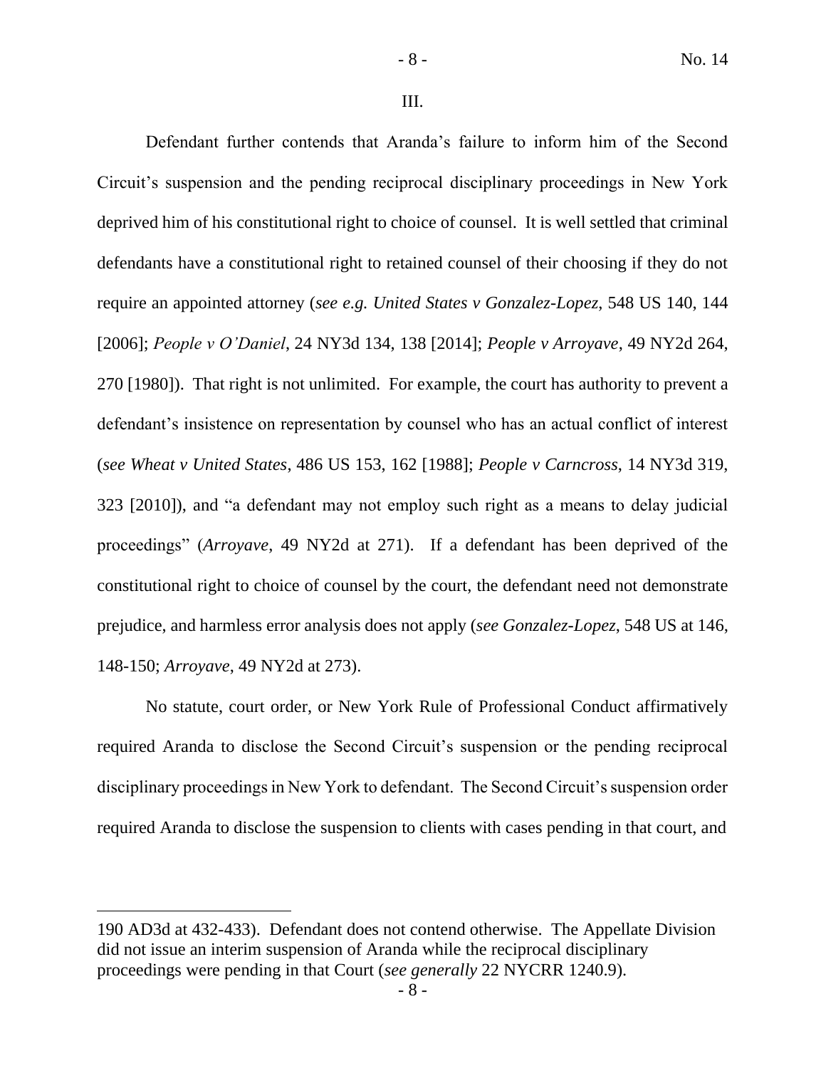III.

Defendant further contends that Aranda's failure to inform him of the Second Circuit's suspension and the pending reciprocal disciplinary proceedings in New York deprived him of his constitutional right to choice of counsel. It is well settled that criminal defendants have a constitutional right to retained counsel of their choosing if they do not require an appointed attorney (*see e.g. United States v Gonzalez-Lopez*, 548 US 140, 144 [2006]; *People v O'Daniel*, 24 NY3d 134, 138 [2014]; *People v Arroyave*, 49 NY2d 264, 270 [1980]). That right is not unlimited. For example, the court has authority to prevent a defendant's insistence on representation by counsel who has an actual conflict of interest (*see Wheat v United States*, 486 US 153, 162 [1988]; *People v Carncross*, 14 NY3d 319, 323 [2010]), and "a defendant may not employ such right as a means to delay judicial proceedings" (*Arroyave*, 49 NY2d at 271). If a defendant has been deprived of the constitutional right to choice of counsel by the court, the defendant need not demonstrate prejudice, and harmless error analysis does not apply (*see Gonzalez-Lopez*, 548 US at 146, 148-150; *Arroyave*, 49 NY2d at 273).

No statute, court order, or New York Rule of Professional Conduct affirmatively required Aranda to disclose the Second Circuit's suspension or the pending reciprocal disciplinary proceedings in New York to defendant. The Second Circuit's suspension order required Aranda to disclose the suspension to clients with cases pending in that court, and

---

190 AD3d at 432-433). Defendant does not contend otherwise. The Appellate Division did not issue an interim suspension of Aranda while the reciprocal disciplinary proceedings were pending in that Court (*see generally* 22 NYCRR 1240.9).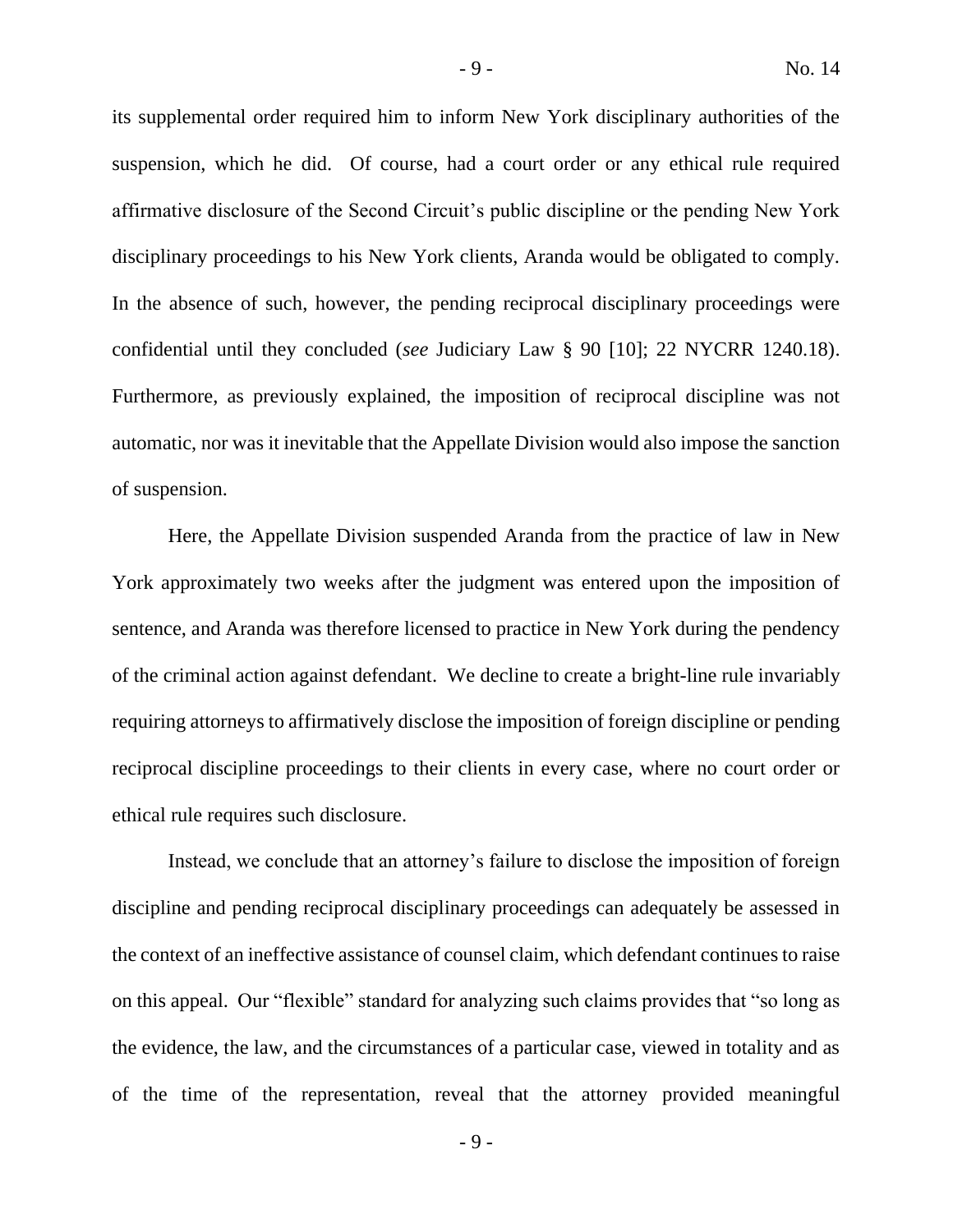its supplemental order required him to inform New York disciplinary authorities of the suspension, which he did. Of course, had a court order or any ethical rule required affirmative disclosure of the Second Circuit's public discipline or the pending New York disciplinary proceedings to his New York clients, Aranda would be obligated to comply. In the absence of such, however, the pending reciprocal disciplinary proceedings were confidential until they concluded (*see* Judiciary Law § 90 [10]; 22 NYCRR 1240.18). Furthermore, as previously explained, the imposition of reciprocal discipline was not automatic, nor was it inevitable that the Appellate Division would also impose the sanction of suspension.

Here, the Appellate Division suspended Aranda from the practice of law in New York approximately two weeks after the judgment was entered upon the imposition of sentence, and Aranda was therefore licensed to practice in New York during the pendency of the criminal action against defendant. We decline to create a bright-line rule invariably requiring attorneys to affirmatively disclose the imposition of foreign discipline or pending reciprocal discipline proceedings to their clients in every case, where no court order or ethical rule requires such disclosure.

Instead, we conclude that an attorney's failure to disclose the imposition of foreign discipline and pending reciprocal disciplinary proceedings can adequately be assessed in the context of an ineffective assistance of counsel claim, which defendant continues to raise on this appeal. Our "flexible" standard for analyzing such claims provides that "so long as the evidence, the law, and the circumstances of a particular case, viewed in totality and as of the time of the representation, reveal that the attorney provided meaningful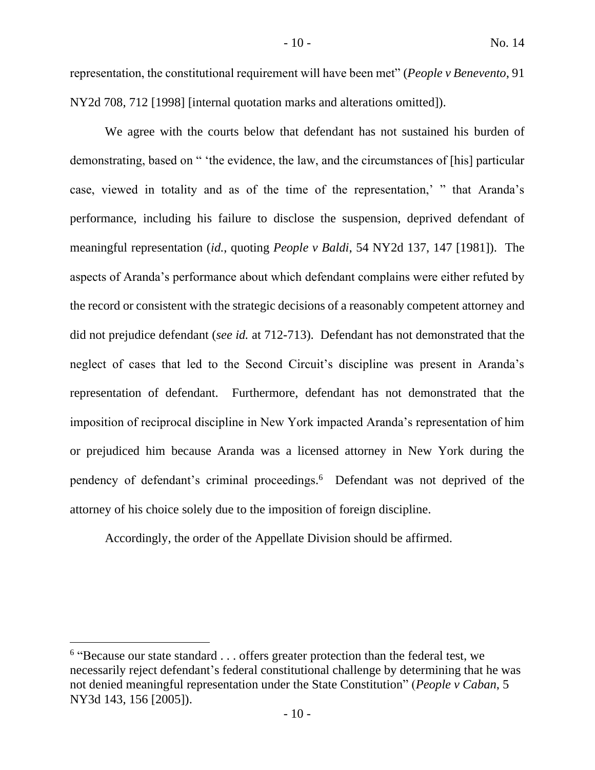representation, the constitutional requirement will have been met" (*People v Benevento*, 91 NY2d 708, 712 [1998] [internal quotation marks and alterations omitted]).

We agree with the courts below that defendant has not sustained his burden of demonstrating, based on " 'the evidence, the law, and the circumstances of [his] particular case, viewed in totality and as of the time of the representation,' " that Aranda's performance, including his failure to disclose the suspension, deprived defendant of meaningful representation (*id.*, quoting *People v Baldi*, 54 NY2d 137, 147 [1981]). The aspects of Aranda's performance about which defendant complains were either refuted by the record or consistent with the strategic decisions of a reasonably competent attorney and did not prejudice defendant (*see id.* at 712-713). Defendant has not demonstrated that the neglect of cases that led to the Second Circuit's discipline was present in Aranda's representation of defendant. Furthermore, defendant has not demonstrated that the imposition of reciprocal discipline in New York impacted Aranda's representation of him or prejudiced him because Aranda was a licensed attorney in New York during the pendency of defendant's criminal proceedings.[6] Defendant was not deprived of the attorney of his choice solely due to the imposition of foreign discipline.

Accordingly, the order of the Appellate Division should be affirmed.

---

[6] "Because our state standard . . . offers greater protection than the federal test, we necessarily reject defendant's federal constitutional challenge by determining that he was not denied meaningful representation under the State Constitution" (*People v Caban*, 5 NY3d 143, 156 [2005]).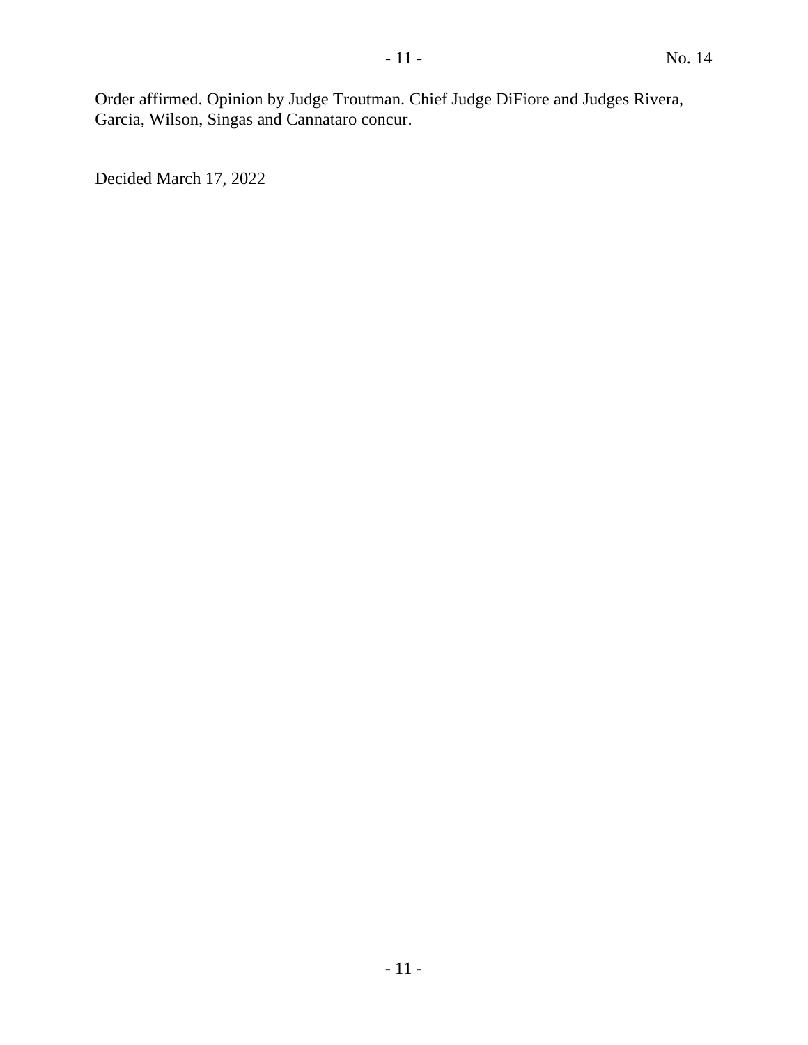Order affirmed. Opinion by Judge Troutman. Chief Judge DiFiore and Judges Rivera, Garcia, Wilson, Singas and Cannataro concur.

Decided March 17, 2022